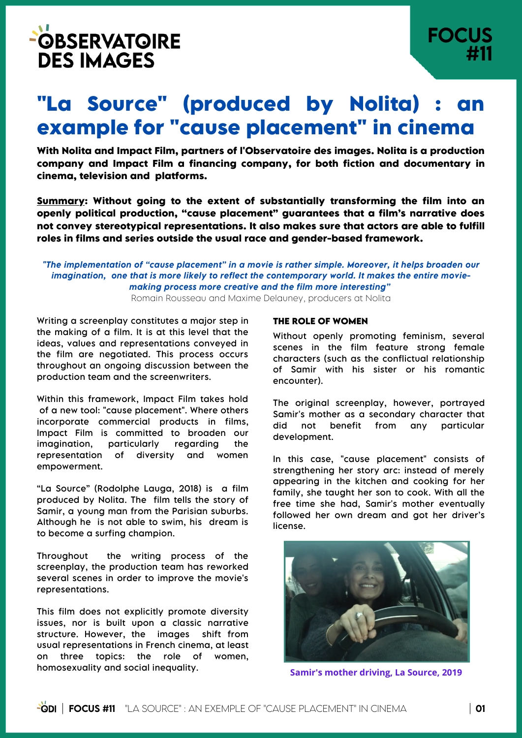OBSERVATOIRE DES IMAGES

FOCUS #11

# "La Source" (produced by Nolita) : an example for "cause placement" in cinema

**With Nolita and Impact Film, partners of l'Observatoire des images. Nolita is a production company and Impact Film a financing company, for both fiction and documentary in cinema, television and platforms.**

**Summary: Without going to the extent of substantially transforming the film into an openly political production, "cause placement" guarantees that a film's narrative does not convey stereotypical representations. It also makes sure that actors are able to fulfill roles in films and series outside the usual race and gender-based framework.**

*"The implementation of "cause placement" in a movie is rather simple. Moreover, it helps broaden our imagination, one that is more likely to reflect the contemporary world. It makes the entire movie-making process more creative and the film more interesting"*

Romain Rousseau and Maxime Delauney, producers at Nolita

Writing a screenplay constitutes a major step in the making of a film. It is at this level that the ideas, values and representations conveyed in the film are negotiated. This process occurs throughout an ongoing discussion between the production team and the screenwriters.

Within this framework, Impact Film takes hold of a new tool: "cause placement". Where others incorporate commercial products in films, Impact Film is committed to broaden our imagination, particularly regarding the representation of diversity and women empowerment.

"La Source" (Rodolphe Lauga, 2018) is a film produced by Nolita. The film tells the story of Samir, a young man from the Parisian suburbs. Although he is not able to swim, his dream is to become a surfing champion.

Throughout the writing process of the screenplay, the production team has reworked several scenes in order to improve the movie's representations.

This film does not explicitly promote diversity issues, nor is built upon a classic narrative structure. However, the images shift from usual representations in French cinema, at least on three topics: the role of women, homosexuality and social inequality.

### THE ROLE OF WOMEN

Without openly promoting feminism, several scenes in the film feature strong female characters (such as the conflictual relationship of Samir with his sister or his romantic encounter).

The original screenplay, however, portrayed Samir's mother as a secondary character that did not benefit from any particular development.

In this case, "cause placement" consists of strengthening her story arc: instead of merely appearing in the kitchen and cooking for her family, she taught her son to cook. With all the free time she had, Samir's mother eventually followed her own dream and got her driver's license.

Samir's mother driving, La Source, 2019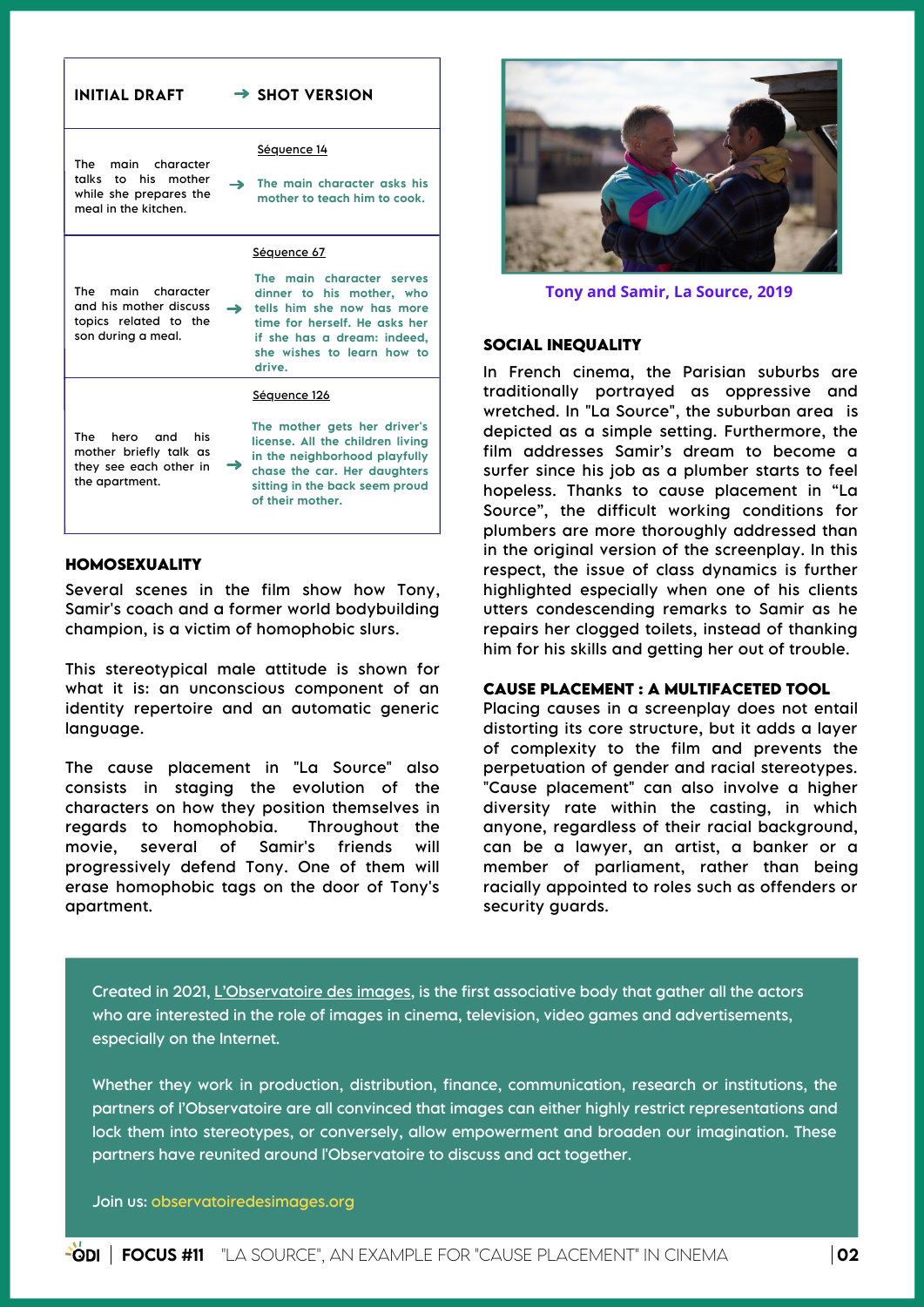| INITIAL DRAFT | → SHOT VERSION |
|---|---|
| The main character talks to his mother while she prepares the meal in the kitchen. | Séquence 14<br>The main character asks his mother to teach him to cook. |
| The main character and his mother discuss topics related to the son during a meal. | Séquence 67<br>The main character serves dinner to his mother, who tells him she now has more time for herself. He asks her if she has a dream: indeed, she wishes to learn how to drive. |
| The hero and his mother briefly talk as they see each other in the apartment. | Séquence 126<br>The mother gets her driver's license. All the children living in the neighborhood playfully chase the car. Her daughters sitting in the back seem proud of their mother. |

## HOMOSEXUALITY

Several scenes in the film show how Tony, Samir's coach and a former world bodybuilding champion, is a victim of homophobic slurs.

This stereotypical male attitude is shown for what it is: an unconscious component of an identity repertoire and an automatic generic language.

The cause placement in "La Source" also consists in staging the evolution of the characters on how they position themselves in regards to homophobia. Throughout the movie, several of Samir's friends will progressively defend Tony. One of them will erase homophobic tags on the door of Tony's apartment.

Tony and Samir, La Source, 2019

## SOCIAL INEQUALITY

In French cinema, the Parisian suburbs are traditionally portrayed as oppressive and wretched. In "La Source", the suburban area is depicted as a simple setting. Furthermore, the film addresses Samir's dream to become a surfer since his job as a plumber starts to feel hopeless. Thanks to cause placement in "La Source", the difficult working conditions for plumbers are more thoroughly addressed than in the original version of the screenplay. In this respect, the issue of class dynamics is further highlighted especially when one of his clients utters condescending remarks to Samir as he repairs her clogged toilets, instead of thanking him for his skills and getting her out of trouble.

## CAUSE PLACEMENT : A MULTIFACETED TOOL

Placing causes in a screenplay does not entail distorting its core structure, but it adds a layer of complexity to the film and prevents the perpetuation of gender and racial stereotypes. "Cause placement" can also involve a higher diversity rate within the casting, in which anyone, regardless of their racial background, can be a lawyer, an artist, a banker or a member of parliament, rather than being racially appointed to roles such as offenders or security guards.

Created in 2021, L'Observatoire des images, is the first associative body that gather all the actors who are interested in the role of images in cinema, television, video games and advertisements, especially on the Internet.

Whether they work in production, distribution, finance, communication, research or institutions, the partners of l'Observatoire are all convinced that images can either highly restrict representations and lock them into stereotypes, or conversely, allow empowerment and broaden our imagination. These partners have reunited around l'Observatoire to discuss and act together.

Join us: observatoiredesimages.org